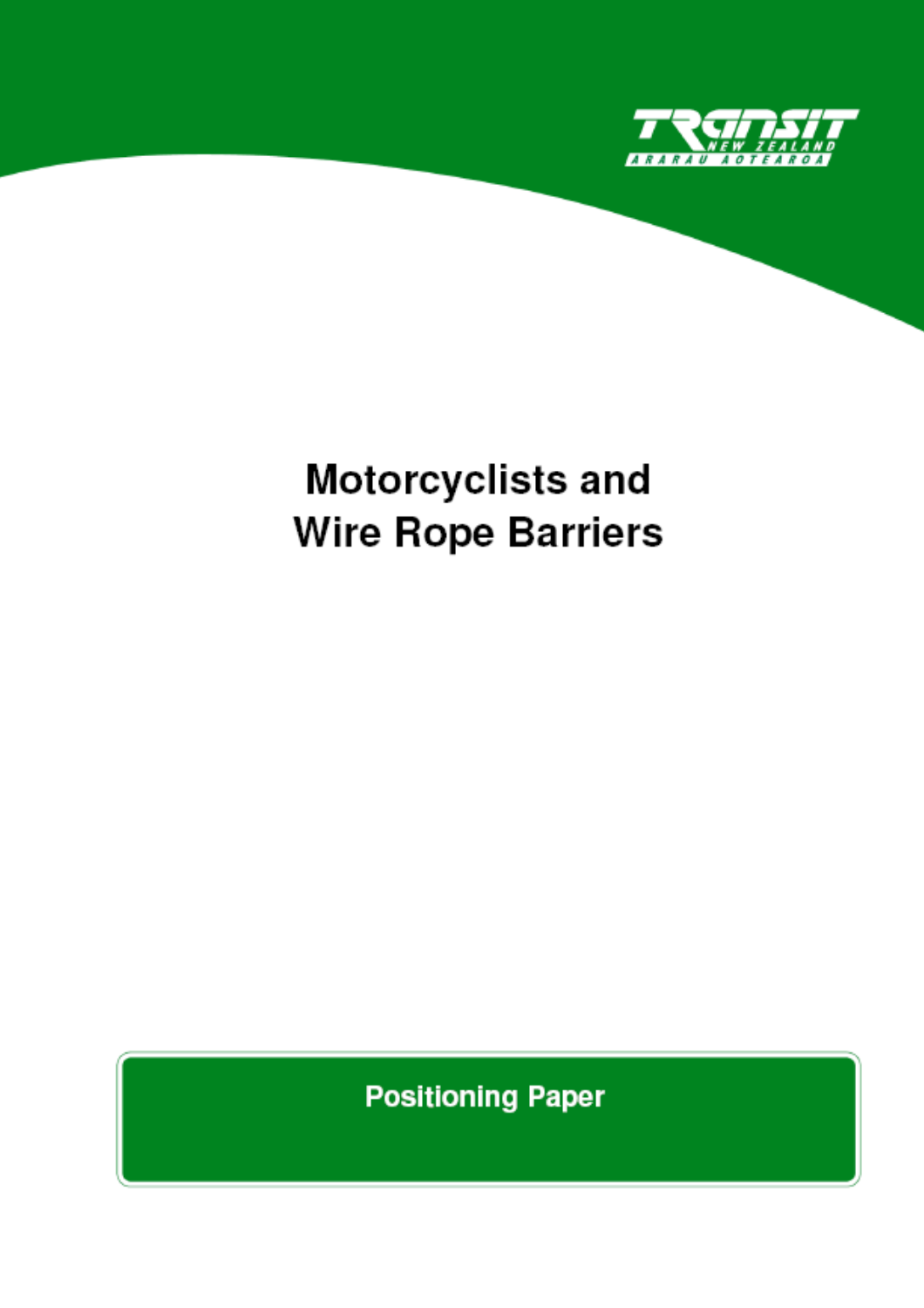TRANSIT NEW ZEALAND
ARARAU AOTEAROA

# Motorcyclists and Wire Rope Barriers

**Positioning Paper**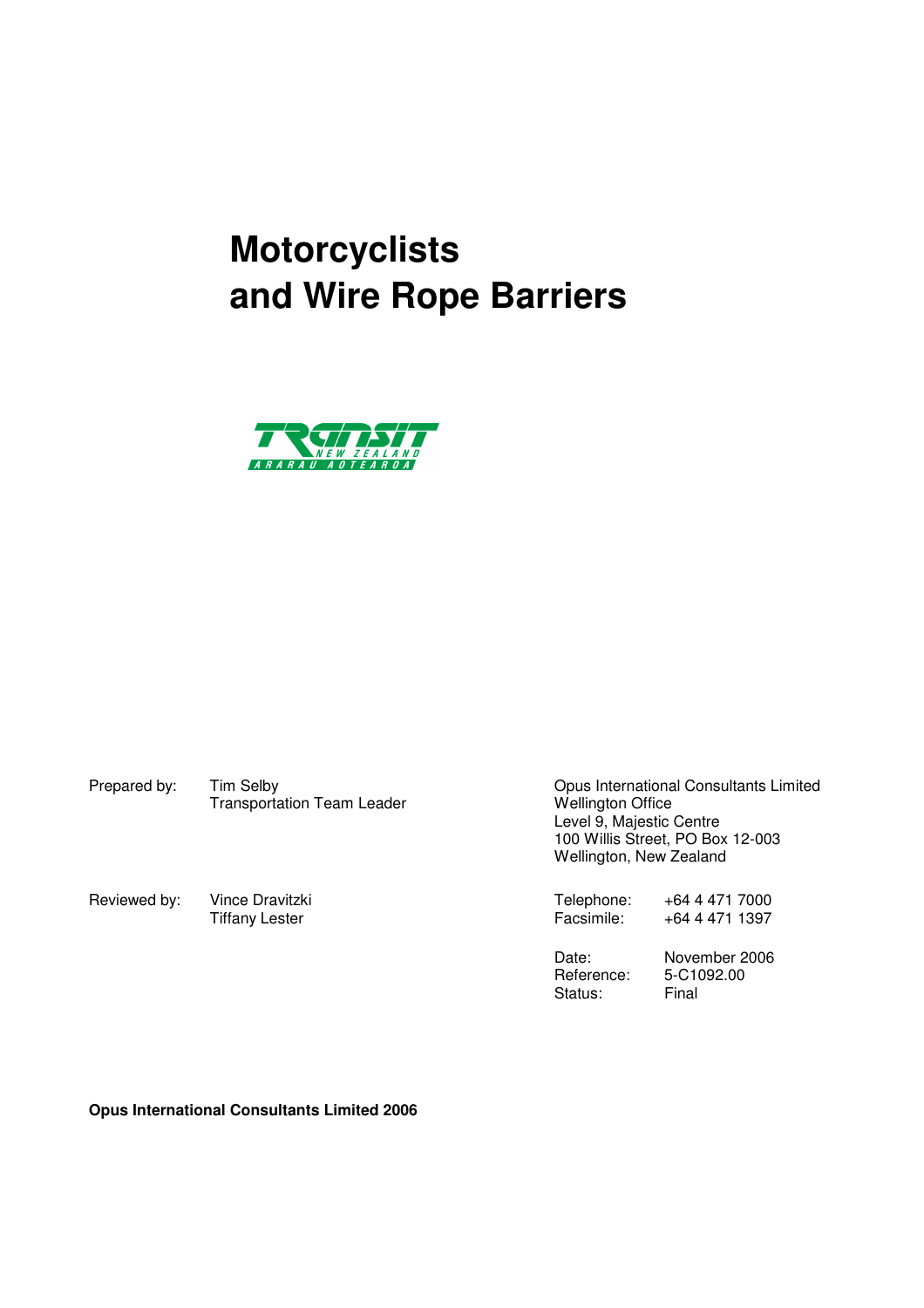# Motorcyclists and Wire Rope Barriers

TRANSIT NEW ZEALAND ARARAU AOTEAROA

Prepared by: Tim Selby
Transportation Team Leader

Reviewed by: Vince Dravitzki
Tiffany Lester

Opus International Consultants Limited
Wellington Office
Level 9, Majestic Centre
100 Willis Street, PO Box 12-003
Wellington, New Zealand

Telephone: +64 4 471 7000
Facsimile: +64 4 471 1397

Date: November 2006
Reference: 5-C1092.00
Status: Final

**Opus International Consultants Limited 2006**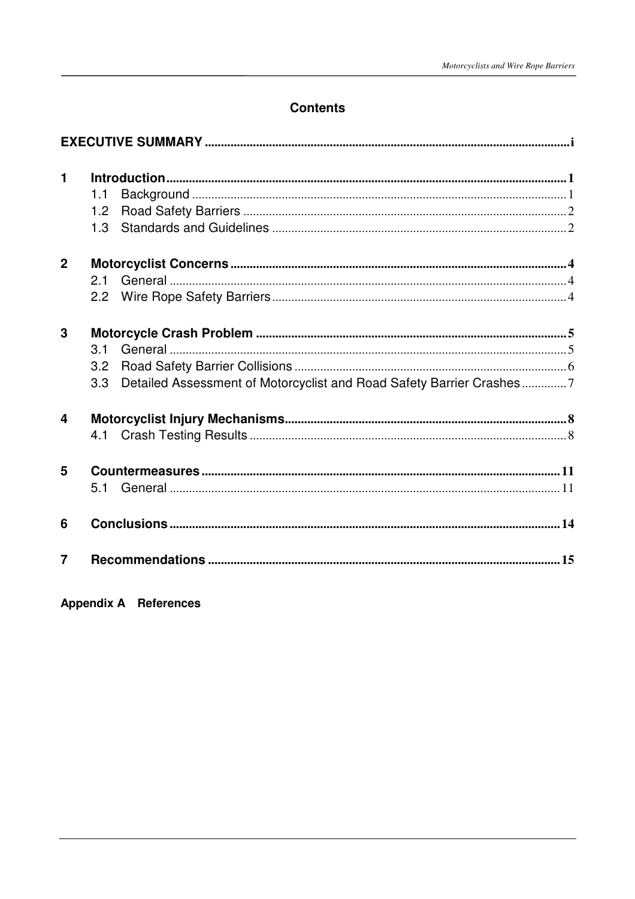# Contents

**EXECUTIVE SUMMARY** .......... i

**1 Introduction** .......... 1

- 1.1 Background .......... 1
- 1.2 Road Safety Barriers .......... 2
- 1.3 Standards and Guidelines .......... 2

**2 Motorcyclist Concerns** .......... 4

- 2.1 General .......... 4
- 2.2 Wire Rope Safety Barriers .......... 4

**3 Motorcycle Crash Problem** .......... 5

- 3.1 General .......... 5
- 3.2 Road Safety Barrier Collisions .......... 6
- 3.3 Detailed Assessment of Motorcyclist and Road Safety Barrier Crashes .......... 7

**4 Motorcyclist Injury Mechanisms** .......... 8

- 4.1 Crash Testing Results .......... 8

**5 Countermeasures** .......... 11

- 5.1 General .......... 11

**6 Conclusions** .......... 14

**7 Recommendations** .......... 15

**Appendix A References**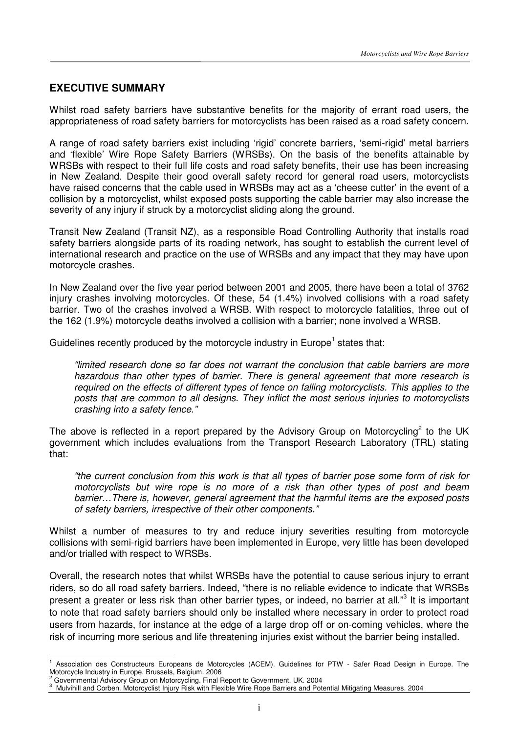## EXECUTIVE SUMMARY

Whilst road safety barriers have substantive benefits for the majority of errant road users, the appropriateness of road safety barriers for motorcyclists has been raised as a road safety concern.

A range of road safety barriers exist including 'rigid' concrete barriers, 'semi-rigid' metal barriers and 'flexible' Wire Rope Safety Barriers (WRSBs). On the basis of the benefits attainable by WRSBs with respect to their full life costs and road safety benefits, their use has been increasing in New Zealand. Despite their good overall safety record for general road users, motorcyclists have raised concerns that the cable used in WRSBs may act as a 'cheese cutter' in the event of a collision by a motorcyclist, whilst exposed posts supporting the cable barrier may also increase the severity of any injury if struck by a motorcyclist sliding along the ground.

Transit New Zealand (Transit NZ), as a responsible Road Controlling Authority that installs road safety barriers alongside parts of its roading network, has sought to establish the current level of international research and practice on the use of WRSBs and any impact that they may have upon motorcycle crashes.

In New Zealand over the five year period between 2001 and 2005, there have been a total of 3762 injury crashes involving motorcycles. Of these, 54 (1.4%) involved collisions with a road safety barrier. Two of the crashes involved a WRSB. With respect to motorcycle fatalities, three out of the 162 (1.9%) motorcycle deaths involved a collision with a barrier; none involved a WRSB.

Guidelines recently produced by the motorcycle industry in Europe[1] states that:

> *"limited research done so far does not warrant the conclusion that cable barriers are more hazardous than other types of barrier. There is general agreement that more research is required on the effects of different types of fence on falling motorcyclists. This applies to the posts that are common to all designs. They inflict the most serious injuries to motorcyclists crashing into a safety fence."*

The above is reflected in a report prepared by the Advisory Group on Motorcycling[2] to the UK government which includes evaluations from the Transport Research Laboratory (TRL) stating that:

> *"the current conclusion from this work is that all types of barrier pose some form of risk for motorcyclists but wire rope is no more of a risk than other types of post and beam barrier…There is, however, general agreement that the harmful items are the exposed posts of safety barriers, irrespective of their other components."*

Whilst a number of measures to try and reduce injury severities resulting from motorcycle collisions with semi-rigid barriers have been implemented in Europe, very little has been developed and/or trialled with respect to WRSBs.

Overall, the research notes that whilst WRSBs have the potential to cause serious injury to errant riders, so do all road safety barriers. Indeed, "there is no reliable evidence to indicate that WRSBs present a greater or less risk than other barrier types, or indeed, no barrier at all."[3] It is important to note that road safety barriers should only be installed where necessary in order to protect road users from hazards, for instance at the edge of a large drop off or on-coming vehicles, where the risk of incurring more serious and life threatening injuries exist without the barrier being installed.

---

[1] Association des Constructeurs Europeans de Motorcycles (ACEM). Guidelines for PTW - Safer Road Design in Europe. The Motorcycle Industry in Europe. Brussels, Belgium. 2006

[2] Governmental Advisory Group on Motorcycling. Final Report to Government. UK. 2004

[3] Mulvihill and Corben. Motorcyclist Injury Risk with Flexible Wire Rope Barriers and Potential Mitigating Measures. 2004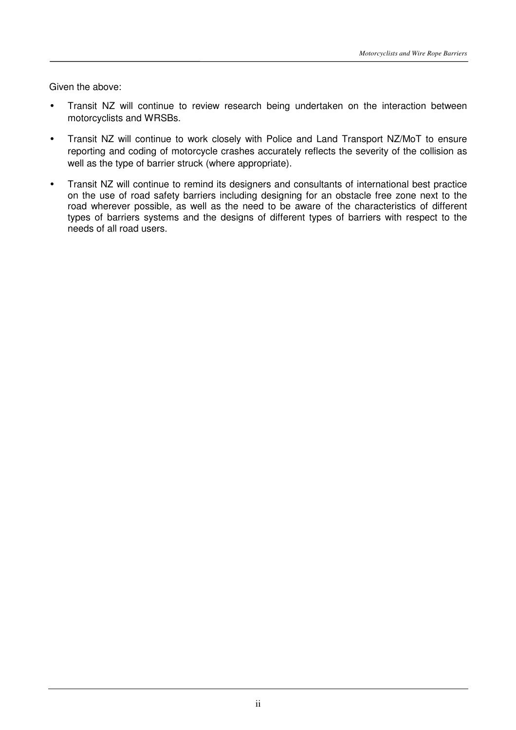Given the above:

- Transit NZ will continue to review research being undertaken on the interaction between motorcyclists and WRSBs.
- Transit NZ will continue to work closely with Police and Land Transport NZ/MoT to ensure reporting and coding of motorcycle crashes accurately reflects the severity of the collision as well as the type of barrier struck (where appropriate).
- Transit NZ will continue to remind its designers and consultants of international best practice on the use of road safety barriers including designing for an obstacle free zone next to the road wherever possible, as well as the need to be aware of the characteristics of different types of barriers systems and the designs of different types of barriers with respect to the needs of all road users.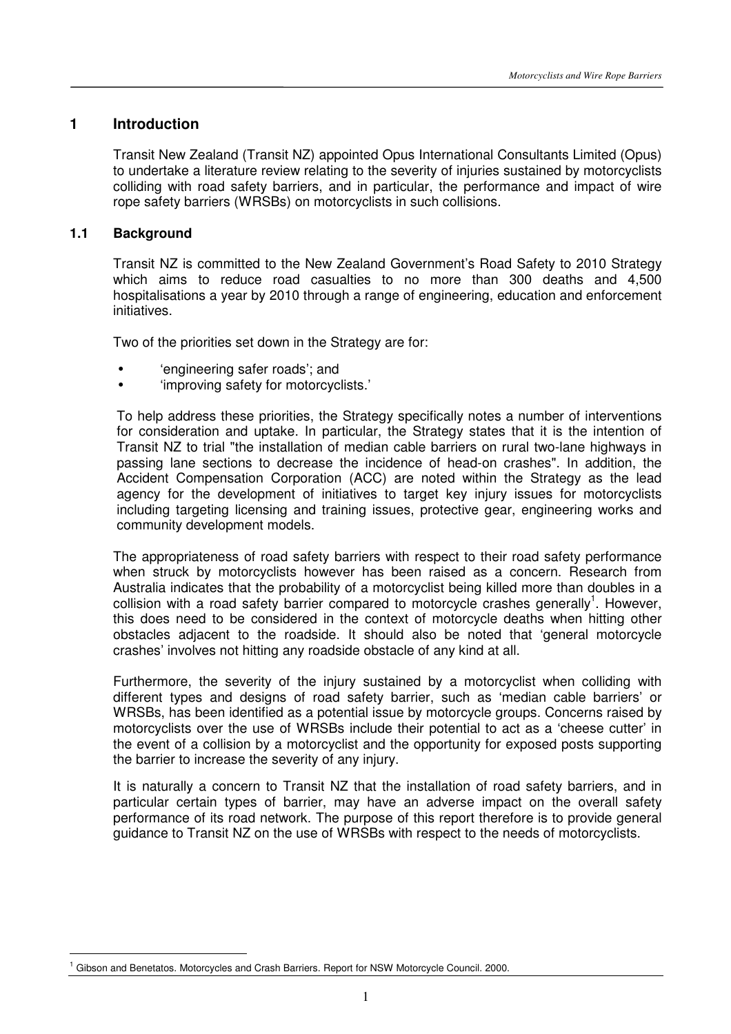# 1 Introduction

Transit New Zealand (Transit NZ) appointed Opus International Consultants Limited (Opus) to undertake a literature review relating to the severity of injuries sustained by motorcyclists colliding with road safety barriers, and in particular, the performance and impact of wire rope safety barriers (WRSBs) on motorcyclists in such collisions.

## 1.1 Background

Transit NZ is committed to the New Zealand Government's Road Safety to 2010 Strategy which aims to reduce road casualties to no more than 300 deaths and 4,500 hospitalisations a year by 2010 through a range of engineering, education and enforcement initiatives.

Two of the priorities set down in the Strategy are for:

- 'engineering safer roads'; and
- 'improving safety for motorcyclists.'

To help address these priorities, the Strategy specifically notes a number of interventions for consideration and uptake. In particular, the Strategy states that it is the intention of Transit NZ to trial "the installation of median cable barriers on rural two-lane highways in passing lane sections to decrease the incidence of head-on crashes". In addition, the Accident Compensation Corporation (ACC) are noted within the Strategy as the lead agency for the development of initiatives to target key injury issues for motorcyclists including targeting licensing and training issues, protective gear, engineering works and community development models.

The appropriateness of road safety barriers with respect to their road safety performance when struck by motorcyclists however has been raised as a concern. Research from Australia indicates that the probability of a motorcyclist being killed more than doubles in a collision with a road safety barrier compared to motorcycle crashes generally[1]. However, this does need to be considered in the context of motorcycle deaths when hitting other obstacles adjacent to the roadside. It should also be noted that 'general motorcycle crashes' involves not hitting any roadside obstacle of any kind at all.

Furthermore, the severity of the injury sustained by a motorcyclist when colliding with different types and designs of road safety barrier, such as 'median cable barriers' or WRSBs, has been identified as a potential issue by motorcycle groups. Concerns raised by motorcyclists over the use of WRSBs include their potential to act as a 'cheese cutter' in the event of a collision by a motorcyclist and the opportunity for exposed posts supporting the barrier to increase the severity of any injury.

It is naturally a concern to Transit NZ that the installation of road safety barriers, and in particular certain types of barrier, may have an adverse impact on the overall safety performance of its road network. The purpose of this report therefore is to provide general guidance to Transit NZ on the use of WRSBs with respect to the needs of motorcyclists.

---

[1] Gibson and Benetatos. Motorcycles and Crash Barriers. Report for NSW Motorcycle Council. 2000.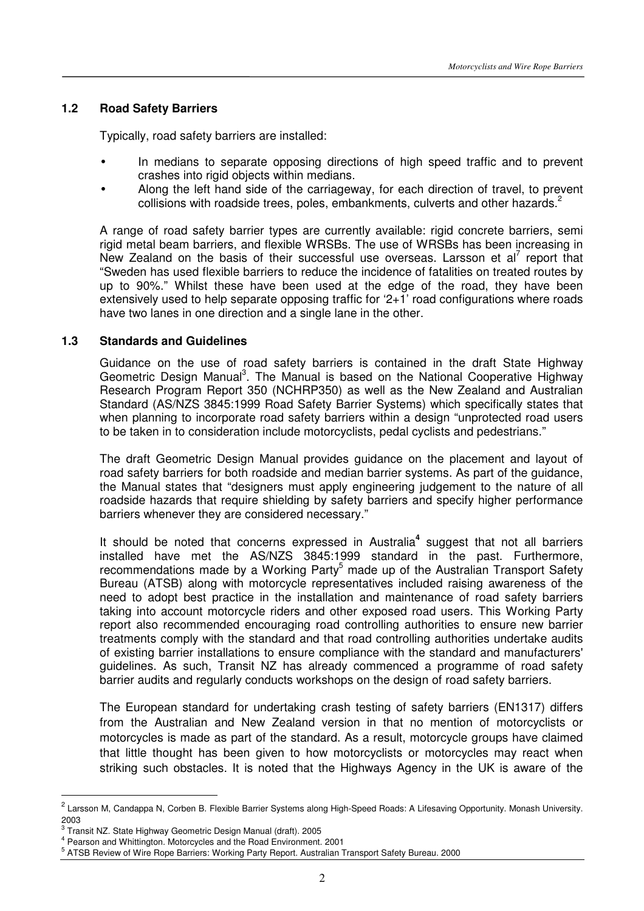## 1.2 Road Safety Barriers

Typically, road safety barriers are installed:

- In medians to separate opposing directions of high speed traffic and to prevent crashes into rigid objects within medians.
- Along the left hand side of the carriageway, for each direction of travel, to prevent collisions with roadside trees, poles, embankments, culverts and other hazards.[2]

A range of road safety barrier types are currently available: rigid concrete barriers, semi rigid metal beam barriers, and flexible WRSBs. The use of WRSBs has been increasing in New Zealand on the basis of their successful use overseas. Larsson et al[7] report that "Sweden has used flexible barriers to reduce the incidence of fatalities on treated routes by up to 90%." Whilst these have been used at the edge of the road, they have been extensively used to help separate opposing traffic for '2+1' road configurations where roads have two lanes in one direction and a single lane in the other.

## 1.3 Standards and Guidelines

Guidance on the use of road safety barriers is contained in the draft State Highway Geometric Design Manual[3]. The Manual is based on the National Cooperative Highway Research Program Report 350 (NCHRP350) as well as the New Zealand and Australian Standard (AS/NZS 3845:1999 Road Safety Barrier Systems) which specifically states that when planning to incorporate road safety barriers within a design "unprotected road users to be taken in to consideration include motorcyclists, pedal cyclists and pedestrians."

The draft Geometric Design Manual provides guidance on the placement and layout of road safety barriers for both roadside and median barrier systems. As part of the guidance, the Manual states that "designers must apply engineering judgement to the nature of all roadside hazards that require shielding by safety barriers and specify higher performance barriers whenever they are considered necessary."

It should be noted that concerns expressed in Australia[4] suggest that not all barriers installed have met the AS/NZS 3845:1999 standard in the past. Furthermore, recommendations made by a Working Party[5] made up of the Australian Transport Safety Bureau (ATSB) along with motorcycle representatives included raising awareness of the need to adopt best practice in the installation and maintenance of road safety barriers taking into account motorcycle riders and other exposed road users. This Working Party report also recommended encouraging road controlling authorities to ensure new barrier treatments comply with the standard and that road controlling authorities undertake audits of existing barrier installations to ensure compliance with the standard and manufacturers' guidelines. As such, Transit NZ has already commenced a programme of road safety barrier audits and regularly conducts workshops on the design of road safety barriers.

The European standard for undertaking crash testing of safety barriers (EN1317) differs from the Australian and New Zealand version in that no mention of motorcyclists or motorcycles is made as part of the standard. As a result, motorcycle groups have claimed that little thought has been given to how motorcyclists or motorcycles may react when striking such obstacles. It is noted that the Highways Agency in the UK is aware of the

---

[2] Larsson M, Candappa N, Corben B. Flexible Barrier Systems along High-Speed Roads: A Lifesaving Opportunity. Monash University. 2003

[3] Transit NZ. State Highway Geometric Design Manual (draft). 2005

[4] Pearson and Whittington. Motorcycles and the Road Environment. 2001

[5] ATSB Review of Wire Rope Barriers: Working Party Report. Australian Transport Safety Bureau. 2000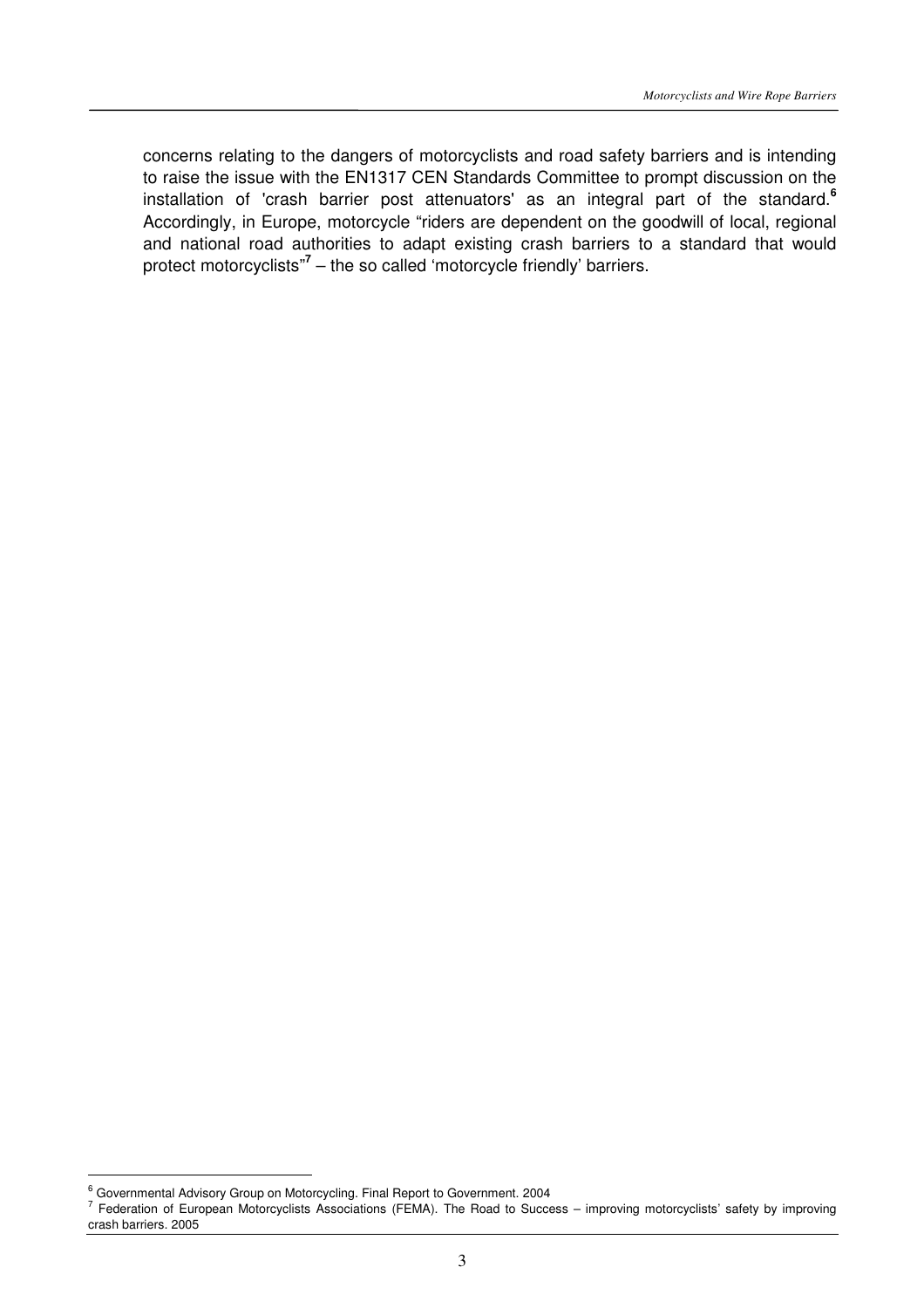concerns relating to the dangers of motorcyclists and road safety barriers and is intending to raise the issue with the EN1317 CEN Standards Committee to prompt discussion on the installation of 'crash barrier post attenuators' as an integral part of the standard.[6] Accordingly, in Europe, motorcycle "riders are dependent on the goodwill of local, regional and national road authorities to adapt existing crash barriers to a standard that would protect motorcyclists"[7] – the so called 'motorcycle friendly' barriers.

---

[6] Governmental Advisory Group on Motorcycling. Final Report to Government. 2004

[7] Federation of European Motorcyclists Associations (FEMA). The Road to Success – improving motorcyclists' safety by improving crash barriers. 2005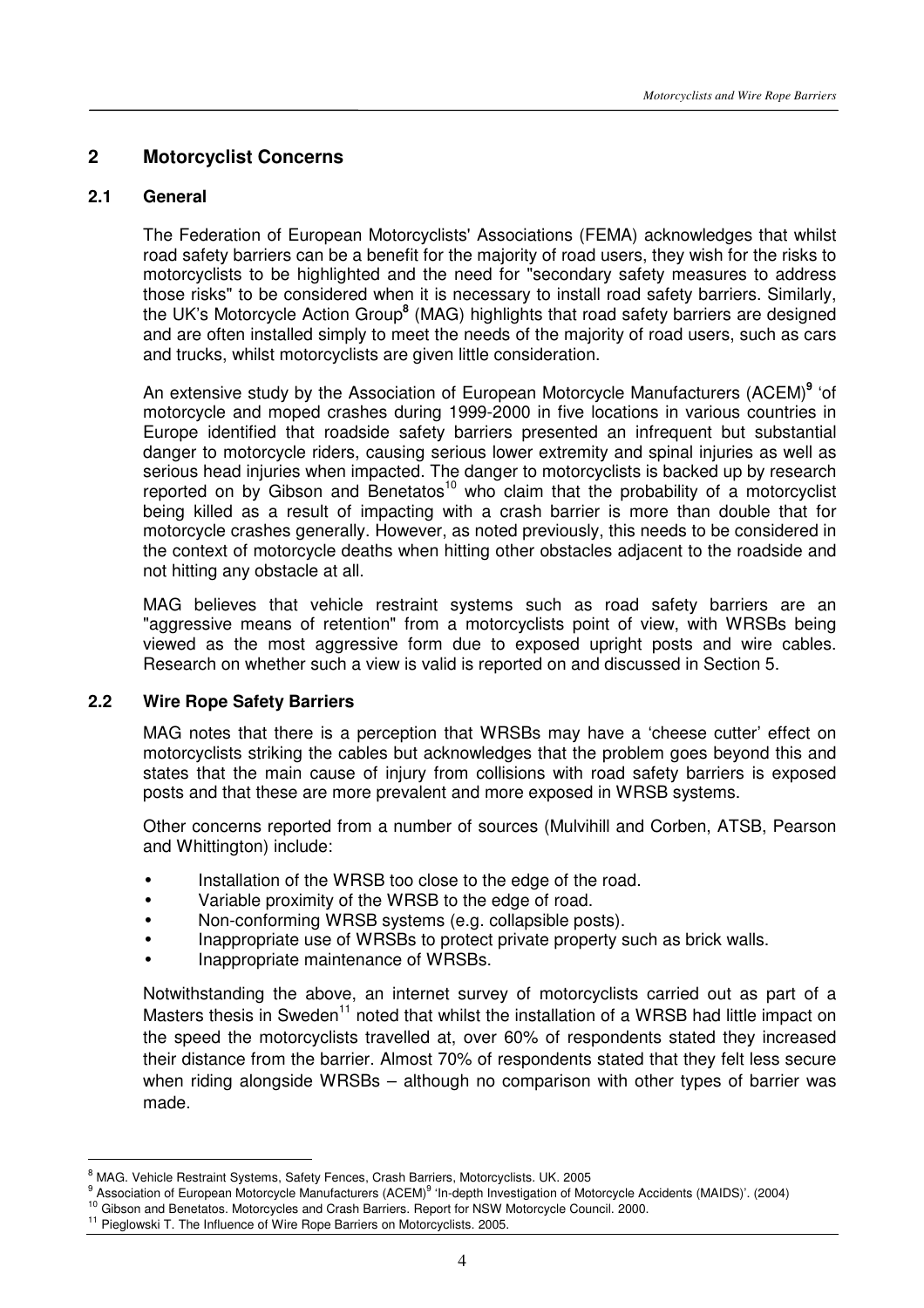## 2 Motorcyclist Concerns

### 2.1 General

The Federation of European Motorcyclists' Associations (FEMA) acknowledges that whilst road safety barriers can be a benefit for the majority of road users, they wish for the risks to motorcyclists to be highlighted and the need for "secondary safety measures to address those risks" to be considered when it is necessary to install road safety barriers. Similarly, the UK's Motorcycle Action Group[8] (MAG) highlights that road safety barriers are designed and are often installed simply to meet the needs of the majority of road users, such as cars and trucks, whilst motorcyclists are given little consideration.

An extensive study by the Association of European Motorcycle Manufacturers (ACEM)[9] 'of motorcycle and moped crashes during 1999-2000 in five locations in various countries in Europe identified that roadside safety barriers presented an infrequent but substantial danger to motorcycle riders, causing serious lower extremity and spinal injuries as well as serious head injuries when impacted. The danger to motorcyclists is backed up by research reported on by Gibson and Benetatos[10] who claim that the probability of a motorcyclist being killed as a result of impacting with a crash barrier is more than double that for motorcycle crashes generally. However, as noted previously, this needs to be considered in the context of motorcycle deaths when hitting other obstacles adjacent to the roadside and not hitting any obstacle at all.

MAG believes that vehicle restraint systems such as road safety barriers are an "aggressive means of retention" from a motorcyclists point of view, with WRSBs being viewed as the most aggressive form due to exposed upright posts and wire cables. Research on whether such a view is valid is reported on and discussed in Section 5.

### 2.2 Wire Rope Safety Barriers

MAG notes that there is a perception that WRSBs may have a 'cheese cutter' effect on motorcyclists striking the cables but acknowledges that the problem goes beyond this and states that the main cause of injury from collisions with road safety barriers is exposed posts and that these are more prevalent and more exposed in WRSB systems.

Other concerns reported from a number of sources (Mulvihill and Corben, ATSB, Pearson and Whittington) include:

- Installation of the WRSB too close to the edge of the road.
- Variable proximity of the WRSB to the edge of road.
- Non-conforming WRSB systems (e.g. collapsible posts).
- Inappropriate use of WRSBs to protect private property such as brick walls.
- Inappropriate maintenance of WRSBs.

Notwithstanding the above, an internet survey of motorcyclists carried out as part of a Masters thesis in Sweden[11] noted that whilst the installation of a WRSB had little impact on the speed the motorcyclists travelled at, over 60% of respondents stated they increased their distance from the barrier. Almost 70% of respondents stated that they felt less secure when riding alongside WRSBs – although no comparison with other types of barrier was made.

---

[8] MAG. Vehicle Restraint Systems, Safety Fences, Crash Barriers, Motorcyclists. UK. 2005

[9] Association of European Motorcycle Manufacturers (ACEM)[9] 'In-depth Investigation of Motorcycle Accidents (MAIDS)'. (2004)

[10] Gibson and Benetatos. Motorcycles and Crash Barriers. Report for NSW Motorcycle Council. 2000.

[11] Pieglowski T. The Influence of Wire Rope Barriers on Motorcyclists. 2005.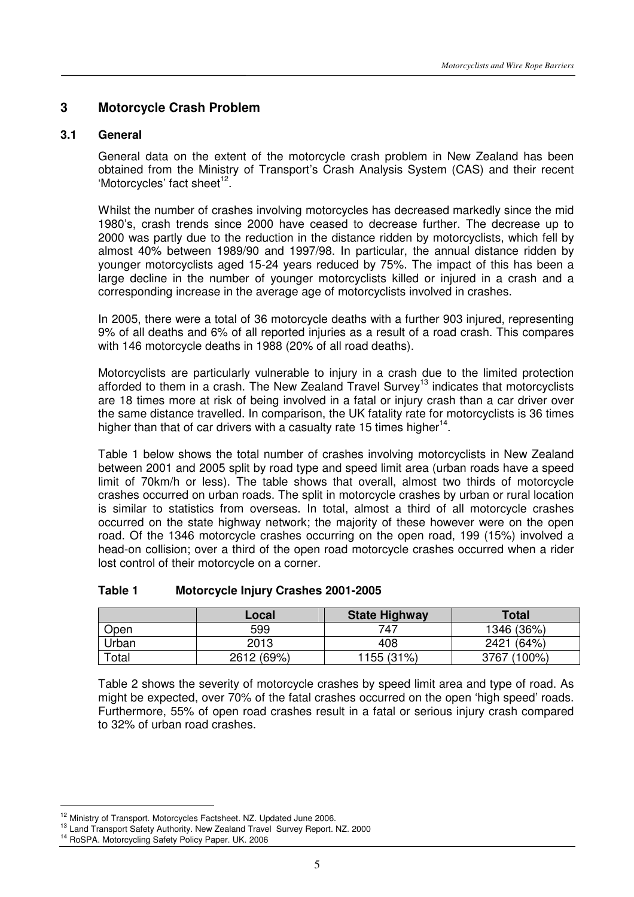## 3 Motorcycle Crash Problem

### 3.1 General

General data on the extent of the motorcycle crash problem in New Zealand has been obtained from the Ministry of Transport's Crash Analysis System (CAS) and their recent 'Motorcycles' fact sheet[12].

Whilst the number of crashes involving motorcycles has decreased markedly since the mid 1980's, crash trends since 2000 have ceased to decrease further. The decrease up to 2000 was partly due to the reduction in the distance ridden by motorcyclists, which fell by almost 40% between 1989/90 and 1997/98. In particular, the annual distance ridden by younger motorcyclists aged 15-24 years reduced by 75%. The impact of this has been a large decline in the number of younger motorcyclists killed or injured in a crash and a corresponding increase in the average age of motorcyclists involved in crashes.

In 2005, there were a total of 36 motorcycle deaths with a further 903 injured, representing 9% of all deaths and 6% of all reported injuries as a result of a road crash. This compares with 146 motorcycle deaths in 1988 (20% of all road deaths).

Motorcyclists are particularly vulnerable to injury in a crash due to the limited protection afforded to them in a crash. The New Zealand Travel Survey[13] indicates that motorcyclists are 18 times more at risk of being involved in a fatal or injury crash than a car driver over the same distance travelled. In comparison, the UK fatality rate for motorcyclists is 36 times higher than that of car drivers with a casualty rate 15 times higher[14].

Table 1 below shows the total number of crashes involving motorcyclists in New Zealand between 2001 and 2005 split by road type and speed limit area (urban roads have a speed limit of 70km/h or less). The table shows that overall, almost two thirds of motorcycle crashes occurred on urban roads. The split in motorcycle crashes by urban or rural location is similar to statistics from overseas. In total, almost a third of all motorcycle crashes occurred on the state highway network; the majority of these however were on the open road. Of the 1346 motorcycle crashes occurring on the open road, 199 (15%) involved a head-on collision; over a third of the open road motorcycle crashes occurred when a rider lost control of their motorcycle on a corner.

**Table 1 Motorcycle Injury Crashes 2001-2005**

| | Local | State Highway | Total |
|---|---|---|---|
| Open | 599 | 747 | 1346 (36%) |
| Urban | 2013 | 408 | 2421 (64%) |
| Total | 2612 (69%) | 1155 (31%) | 3767 (100%) |

Table 2 shows the severity of motorcycle crashes by speed limit area and type of road. As might be expected, over 70% of the fatal crashes occurred on the open 'high speed' roads. Furthermore, 55% of open road crashes result in a fatal or serious injury crash compared to 32% of urban road crashes.

---

[12] Ministry of Transport. Motorcycles Factsheet. NZ. Updated June 2006.

[13] Land Transport Safety Authority. New Zealand Travel Survey Report. NZ. 2000

[14] RoSPA. Motorcycling Safety Policy Paper. UK. 2006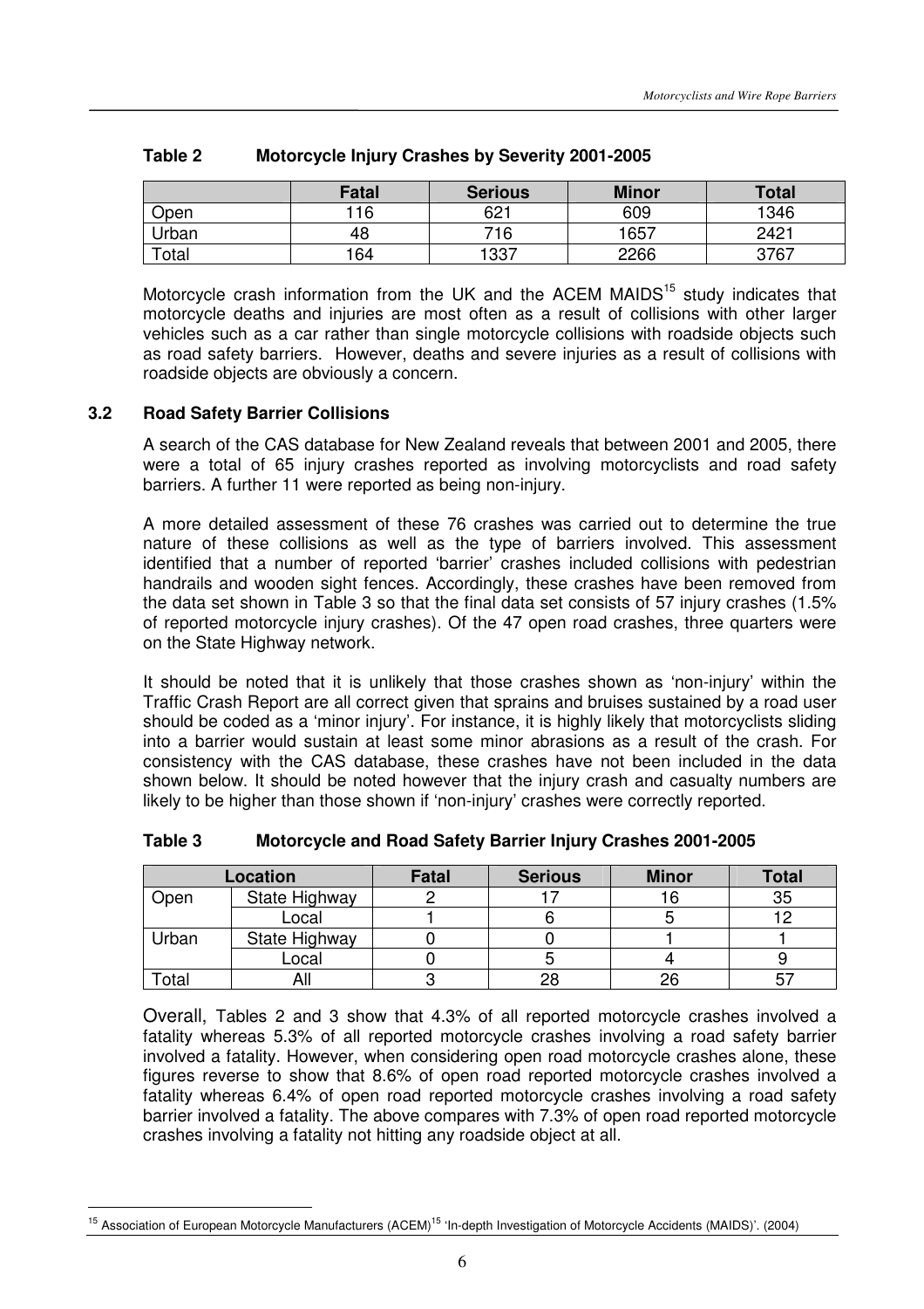**Table 2 Motorcycle Injury Crashes by Severity 2001-2005**

| | Fatal | Serious | Minor | Total |
|---|---|---|---|---|
| Open | 116 | 621 | 609 | 1346 |
| Urban | 48 | 716 | 1657 | 2421 |
| Total | 164 | 1337 | 2266 | 3767 |

Motorcycle crash information from the UK and the ACEM MAIDS[15] study indicates that motorcycle deaths and injuries are most often as a result of collisions with other larger vehicles such as a car rather than single motorcycle collisions with roadside objects such as road safety barriers. However, deaths and severe injuries as a result of collisions with roadside objects are obviously a concern.

### 3.2 Road Safety Barrier Collisions

A search of the CAS database for New Zealand reveals that between 2001 and 2005, there were a total of 65 injury crashes reported as involving motorcyclists and road safety barriers. A further 11 were reported as being non-injury.

A more detailed assessment of these 76 crashes was carried out to determine the true nature of these collisions as well as the type of barriers involved. This assessment identified that a number of reported 'barrier' crashes included collisions with pedestrian handrails and wooden sight fences. Accordingly, these crashes have been removed from the data set shown in Table 3 so that the final data set consists of 57 injury crashes (1.5% of reported motorcycle injury crashes). Of the 47 open road crashes, three quarters were on the State Highway network.

It should be noted that it is unlikely that those crashes shown as 'non-injury' within the Traffic Crash Report are all correct given that sprains and bruises sustained by a road user should be coded as a 'minor injury'. For instance, it is highly likely that motorcyclists sliding into a barrier would sustain at least some minor abrasions as a result of the crash. For consistency with the CAS database, these crashes have not been included in the data shown below. It should be noted however that the injury crash and casualty numbers are likely to be higher than those shown if 'non-injury' crashes were correctly reported.

**Table 3 Motorcycle and Road Safety Barrier Injury Crashes 2001-2005**

| Location | | Fatal | Serious | Minor | Total |
|---|---|---|---|---|---|
| Open | State Highway | 2 | 17 | 16 | 35 |
| | Local | 1 | 6 | 5 | 12 |
| Urban | State Highway | 0 | 0 | 1 | 1 |
| | Local | 0 | 5 | 4 | 9 |
| Total | All | 3 | 28 | 26 | 57 |

Overall, Tables 2 and 3 show that 4.3% of all reported motorcycle crashes involved a fatality whereas 5.3% of all reported motorcycle crashes involving a road safety barrier involved a fatality. However, when considering open road motorcycle crashes alone, these figures reverse to show that 8.6% of open road reported motorcycle crashes involved a fatality whereas 6.4% of open road reported motorcycle crashes involving a road safety barrier involved a fatality. The above compares with 7.3% of open road reported motorcycle crashes involving a fatality not hitting any roadside object at all.

[15] Association of European Motorcycle Manufacturers (ACEM)[15] 'In-depth Investigation of Motorcycle Accidents (MAIDS)'. (2004)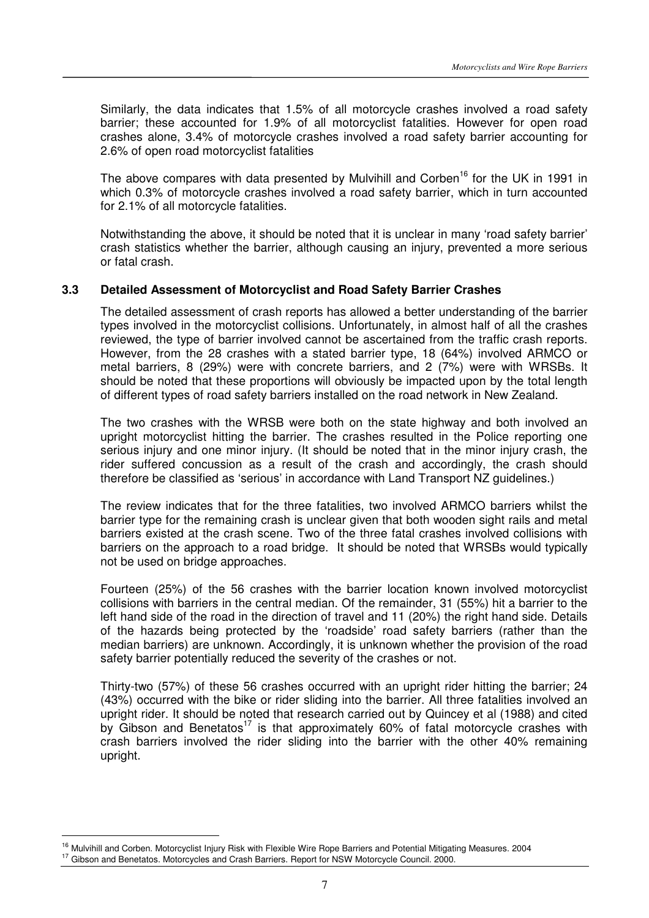Similarly, the data indicates that 1.5% of all motorcycle crashes involved a road safety barrier; these accounted for 1.9% of all motorcyclist fatalities. However for open road crashes alone, 3.4% of motorcycle crashes involved a road safety barrier accounting for 2.6% of open road motorcyclist fatalities

The above compares with data presented by Mulvihill and Corben[16] for the UK in 1991 in which 0.3% of motorcycle crashes involved a road safety barrier, which in turn accounted for 2.1% of all motorcycle fatalities.

Notwithstanding the above, it should be noted that it is unclear in many 'road safety barrier' crash statistics whether the barrier, although causing an injury, prevented a more serious or fatal crash.

### 3.3 Detailed Assessment of Motorcyclist and Road Safety Barrier Crashes

The detailed assessment of crash reports has allowed a better understanding of the barrier types involved in the motorcyclist collisions. Unfortunately, in almost half of all the crashes reviewed, the type of barrier involved cannot be ascertained from the traffic crash reports. However, from the 28 crashes with a stated barrier type, 18 (64%) involved ARMCO or metal barriers, 8 (29%) were with concrete barriers, and 2 (7%) were with WRSBs. It should be noted that these proportions will obviously be impacted upon by the total length of different types of road safety barriers installed on the road network in New Zealand.

The two crashes with the WRSB were both on the state highway and both involved an upright motorcyclist hitting the barrier. The crashes resulted in the Police reporting one serious injury and one minor injury. (It should be noted that in the minor injury crash, the rider suffered concussion as a result of the crash and accordingly, the crash should therefore be classified as 'serious' in accordance with Land Transport NZ guidelines.)

The review indicates that for the three fatalities, two involved ARMCO barriers whilst the barrier type for the remaining crash is unclear given that both wooden sight rails and metal barriers existed at the crash scene. Two of the three fatal crashes involved collisions with barriers on the approach to a road bridge. It should be noted that WRSBs would typically not be used on bridge approaches.

Fourteen (25%) of the 56 crashes with the barrier location known involved motorcyclist collisions with barriers in the central median. Of the remainder, 31 (55%) hit a barrier to the left hand side of the road in the direction of travel and 11 (20%) the right hand side. Details of the hazards being protected by the 'roadside' road safety barriers (rather than the median barriers) are unknown. Accordingly, it is unknown whether the provision of the road safety barrier potentially reduced the severity of the crashes or not.

Thirty-two (57%) of these 56 crashes occurred with an upright rider hitting the barrier; 24 (43%) occurred with the bike or rider sliding into the barrier. All three fatalities involved an upright rider. It should be noted that research carried out by Quincey et al (1988) and cited by Gibson and Benetatos[17] is that approximately 60% of fatal motorcycle crashes with crash barriers involved the rider sliding into the barrier with the other 40% remaining upright.

---

[16] Mulvihill and Corben. Motorcyclist Injury Risk with Flexible Wire Rope Barriers and Potential Mitigating Measures. 2004

[17] Gibson and Benetatos. Motorcycles and Crash Barriers. Report for NSW Motorcycle Council. 2000.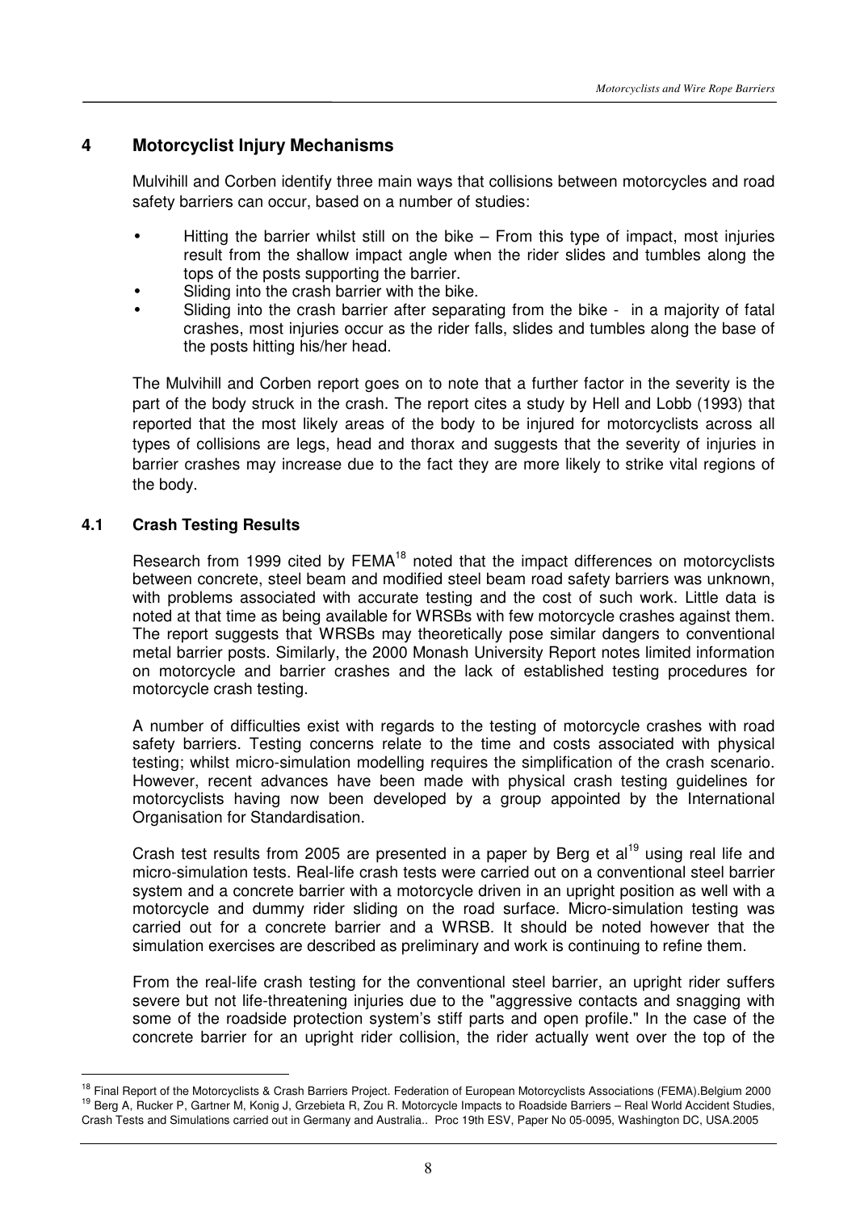## 4 Motorcyclist Injury Mechanisms

Mulvihill and Corben identify three main ways that collisions between motorcycles and road safety barriers can occur, based on a number of studies:

- Hitting the barrier whilst still on the bike – From this type of impact, most injuries result from the shallow impact angle when the rider slides and tumbles along the tops of the posts supporting the barrier.
- Sliding into the crash barrier with the bike.
- Sliding into the crash barrier after separating from the bike - in a majority of fatal crashes, most injuries occur as the rider falls, slides and tumbles along the base of the posts hitting his/her head.

The Mulvihill and Corben report goes on to note that a further factor in the severity is the part of the body struck in the crash. The report cites a study by Hell and Lobb (1993) that reported that the most likely areas of the body to be injured for motorcyclists across all types of collisions are legs, head and thorax and suggests that the severity of injuries in barrier crashes may increase due to the fact they are more likely to strike vital regions of the body.

### 4.1 Crash Testing Results

Research from 1999 cited by FEMA[18] noted that the impact differences on motorcyclists between concrete, steel beam and modified steel beam road safety barriers was unknown, with problems associated with accurate testing and the cost of such work. Little data is noted at that time as being available for WRSBs with few motorcycle crashes against them. The report suggests that WRSBs may theoretically pose similar dangers to conventional metal barrier posts. Similarly, the 2000 Monash University Report notes limited information on motorcycle and barrier crashes and the lack of established testing procedures for motorcycle crash testing.

A number of difficulties exist with regards to the testing of motorcycle crashes with road safety barriers. Testing concerns relate to the time and costs associated with physical testing; whilst micro-simulation modelling requires the simplification of the crash scenario. However, recent advances have been made with physical crash testing guidelines for motorcyclists having now been developed by a group appointed by the International Organisation for Standardisation.

Crash test results from 2005 are presented in a paper by Berg et al[19] using real life and micro-simulation tests. Real-life crash tests were carried out on a conventional steel barrier system and a concrete barrier with a motorcycle driven in an upright position as well with a motorcycle and dummy rider sliding on the road surface. Micro-simulation testing was carried out for a concrete barrier and a WRSB. It should be noted however that the simulation exercises are described as preliminary and work is continuing to refine them.

From the real-life crash testing for the conventional steel barrier, an upright rider suffers severe but not life-threatening injuries due to the "aggressive contacts and snagging with some of the roadside protection system's stiff parts and open profile." In the case of the concrete barrier for an upright rider collision, the rider actually went over the top of the

---

[18] Final Report of the Motorcyclists & Crash Barriers Project. Federation of European Motorcyclists Associations (FEMA).Belgium 2000

[19] Berg A, Rucker P, Gartner M, Konig J, Grzebieta R, Zou R. Motorcycle Impacts to Roadside Barriers – Real World Accident Studies, Crash Tests and Simulations carried out in Germany and Australia.. Proc 19th ESV, Paper No 05-0095, Washington DC, USA.2005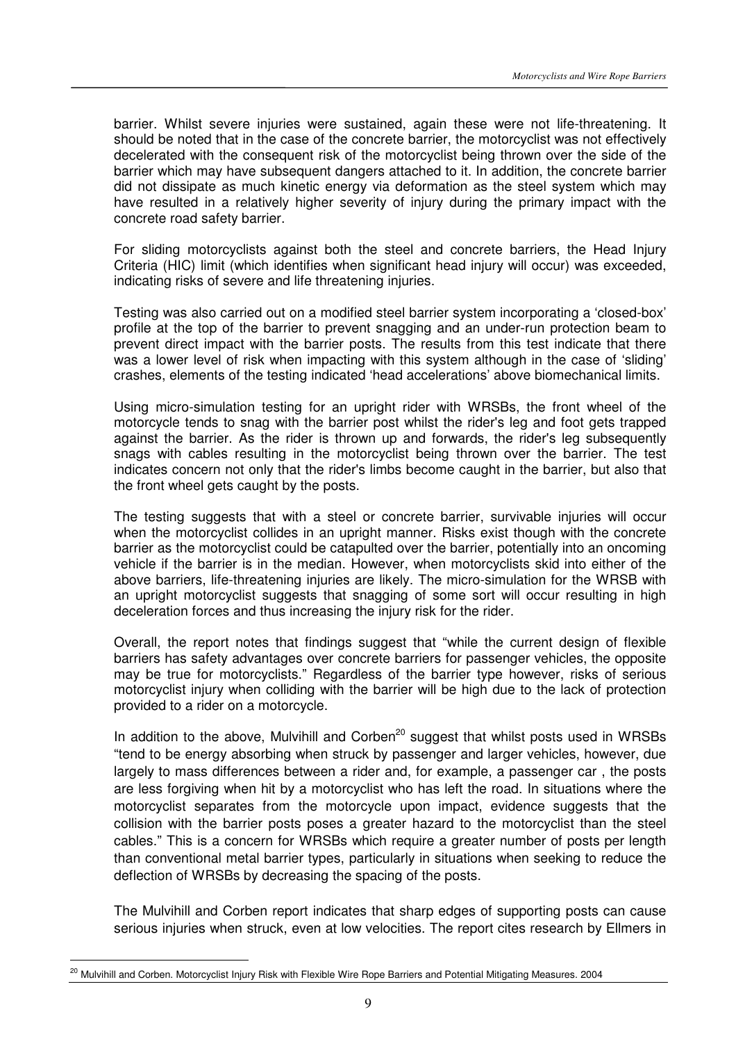barrier. Whilst severe injuries were sustained, again these were not life-threatening. It should be noted that in the case of the concrete barrier, the motorcyclist was not effectively decelerated with the consequent risk of the motorcyclist being thrown over the side of the barrier which may have subsequent dangers attached to it. In addition, the concrete barrier did not dissipate as much kinetic energy via deformation as the steel system which may have resulted in a relatively higher severity of injury during the primary impact with the concrete road safety barrier.

For sliding motorcyclists against both the steel and concrete barriers, the Head Injury Criteria (HIC) limit (which identifies when significant head injury will occur) was exceeded, indicating risks of severe and life threatening injuries.

Testing was also carried out on a modified steel barrier system incorporating a 'closed-box' profile at the top of the barrier to prevent snagging and an under-run protection beam to prevent direct impact with the barrier posts. The results from this test indicate that there was a lower level of risk when impacting with this system although in the case of 'sliding' crashes, elements of the testing indicated 'head accelerations' above biomechanical limits.

Using micro-simulation testing for an upright rider with WRSBs, the front wheel of the motorcycle tends to snag with the barrier post whilst the rider's leg and foot gets trapped against the barrier. As the rider is thrown up and forwards, the rider's leg subsequently snags with cables resulting in the motorcyclist being thrown over the barrier. The test indicates concern not only that the rider's limbs become caught in the barrier, but also that the front wheel gets caught by the posts.

The testing suggests that with a steel or concrete barrier, survivable injuries will occur when the motorcyclist collides in an upright manner. Risks exist though with the concrete barrier as the motorcyclist could be catapulted over the barrier, potentially into an oncoming vehicle if the barrier is in the median. However, when motorcyclists skid into either of the above barriers, life-threatening injuries are likely. The micro-simulation for the WRSB with an upright motorcyclist suggests that snagging of some sort will occur resulting in high deceleration forces and thus increasing the injury risk for the rider.

Overall, the report notes that findings suggest that "while the current design of flexible barriers has safety advantages over concrete barriers for passenger vehicles, the opposite may be true for motorcyclists." Regardless of the barrier type however, risks of serious motorcyclist injury when colliding with the barrier will be high due to the lack of protection provided to a rider on a motorcycle.

In addition to the above, Mulvihill and Corben[20] suggest that whilst posts used in WRSBs "tend to be energy absorbing when struck by passenger and larger vehicles, however, due largely to mass differences between a rider and, for example, a passenger car , the posts are less forgiving when hit by a motorcyclist who has left the road. In situations where the motorcyclist separates from the motorcycle upon impact, evidence suggests that the collision with the barrier posts poses a greater hazard to the motorcyclist than the steel cables." This is a concern for WRSBs which require a greater number of posts per length than conventional metal barrier types, particularly in situations when seeking to reduce the deflection of WRSBs by decreasing the spacing of the posts.

The Mulvihill and Corben report indicates that sharp edges of supporting posts can cause serious injuries when struck, even at low velocities. The report cites research by Ellmers in

[20] Mulvihill and Corben. Motorcyclist Injury Risk with Flexible Wire Rope Barriers and Potential Mitigating Measures. 2004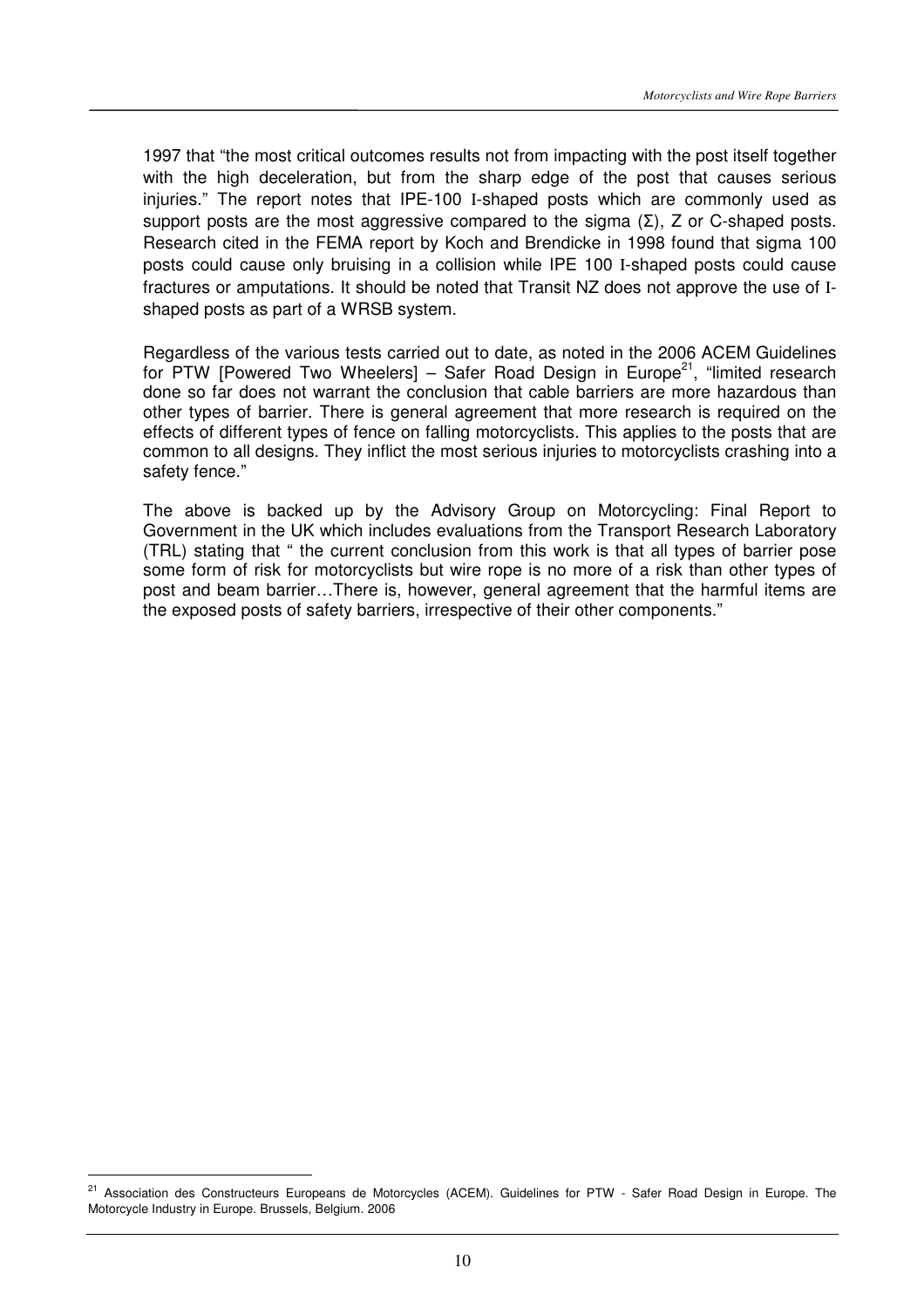1997 that "the most critical outcomes results not from impacting with the post itself together with the high deceleration, but from the sharp edge of the post that causes serious injuries." The report notes that IPE-100 I-shaped posts which are commonly used as support posts are the most aggressive compared to the sigma (Σ), Z or C-shaped posts. Research cited in the FEMA report by Koch and Brendicke in 1998 found that sigma 100 posts could cause only bruising in a collision while IPE 100 I-shaped posts could cause fractures or amputations. It should be noted that Transit NZ does not approve the use of I-shaped posts as part of a WRSB system.

Regardless of the various tests carried out to date, as noted in the 2006 ACEM Guidelines for PTW [Powered Two Wheelers] – Safer Road Design in Europe[21], "limited research done so far does not warrant the conclusion that cable barriers are more hazardous than other types of barrier. There is general agreement that more research is required on the effects of different types of fence on falling motorcyclists. This applies to the posts that are common to all designs. They inflict the most serious injuries to motorcyclists crashing into a safety fence."

The above is backed up by the Advisory Group on Motorcycling: Final Report to Government in the UK which includes evaluations from the Transport Research Laboratory (TRL) stating that " the current conclusion from this work is that all types of barrier pose some form of risk for motorcyclists but wire rope is no more of a risk than other types of post and beam barrier…There is, however, general agreement that the harmful items are the exposed posts of safety barriers, irrespective of their other components."

---

[21] Association des Constructeurs Europeans de Motorcycles (ACEM). Guidelines for PTW - Safer Road Design in Europe. The Motorcycle Industry in Europe. Brussels, Belgium. 2006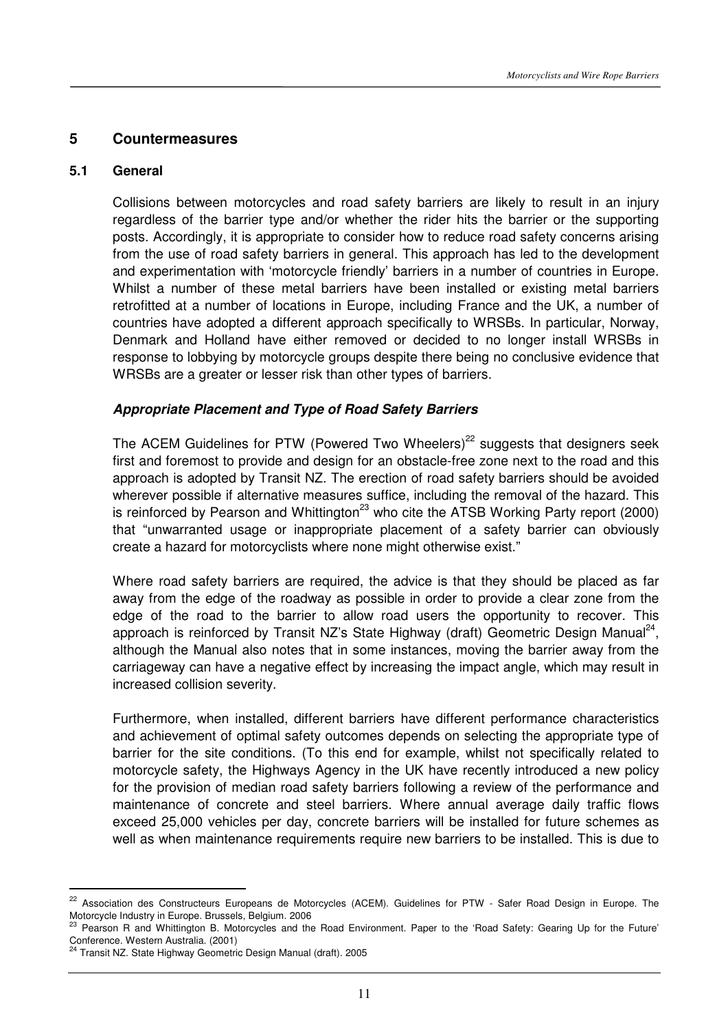# 5 Countermeasures

## 5.1 General

Collisions between motorcycles and road safety barriers are likely to result in an injury regardless of the barrier type and/or whether the rider hits the barrier or the supporting posts. Accordingly, it is appropriate to consider how to reduce road safety concerns arising from the use of road safety barriers in general. This approach has led to the development and experimentation with 'motorcycle friendly' barriers in a number of countries in Europe. Whilst a number of these metal barriers have been installed or existing metal barriers retrofitted at a number of locations in Europe, including France and the UK, a number of countries have adopted a different approach specifically to WRSBs. In particular, Norway, Denmark and Holland have either removed or decided to no longer install WRSBs in response to lobbying by motorcycle groups despite there being no conclusive evidence that WRSBs are a greater or lesser risk than other types of barriers.

***Appropriate Placement and Type of Road Safety Barriers***

The ACEM Guidelines for PTW (Powered Two Wheelers)[22] suggests that designers seek first and foremost to provide and design for an obstacle-free zone next to the road and this approach is adopted by Transit NZ. The erection of road safety barriers should be avoided wherever possible if alternative measures suffice, including the removal of the hazard. This is reinforced by Pearson and Whittington[23] who cite the ATSB Working Party report (2000) that "unwarranted usage or inappropriate placement of a safety barrier can obviously create a hazard for motorcyclists where none might otherwise exist."

Where road safety barriers are required, the advice is that they should be placed as far away from the edge of the roadway as possible in order to provide a clear zone from the edge of the road to the barrier to allow road users the opportunity to recover. This approach is reinforced by Transit NZ's State Highway (draft) Geometric Design Manual[24], although the Manual also notes that in some instances, moving the barrier away from the carriageway can have a negative effect by increasing the impact angle, which may result in increased collision severity.

Furthermore, when installed, different barriers have different performance characteristics and achievement of optimal safety outcomes depends on selecting the appropriate type of barrier for the site conditions. (To this end for example, whilst not specifically related to motorcycle safety, the Highways Agency in the UK have recently introduced a new policy for the provision of median road safety barriers following a review of the performance and maintenance of concrete and steel barriers. Where annual average daily traffic flows exceed 25,000 vehicles per day, concrete barriers will be installed for future schemes as well as when maintenance requirements require new barriers to be installed. This is due to

---

[22] Association des Constructeurs Europeans de Motorcycles (ACEM). Guidelines for PTW - Safer Road Design in Europe. The Motorcycle Industry in Europe. Brussels, Belgium. 2006

[23] Pearson R and Whittington B. Motorcycles and the Road Environment. Paper to the 'Road Safety: Gearing Up for the Future' Conference. Western Australia. (2001)

[24] Transit NZ. State Highway Geometric Design Manual (draft). 2005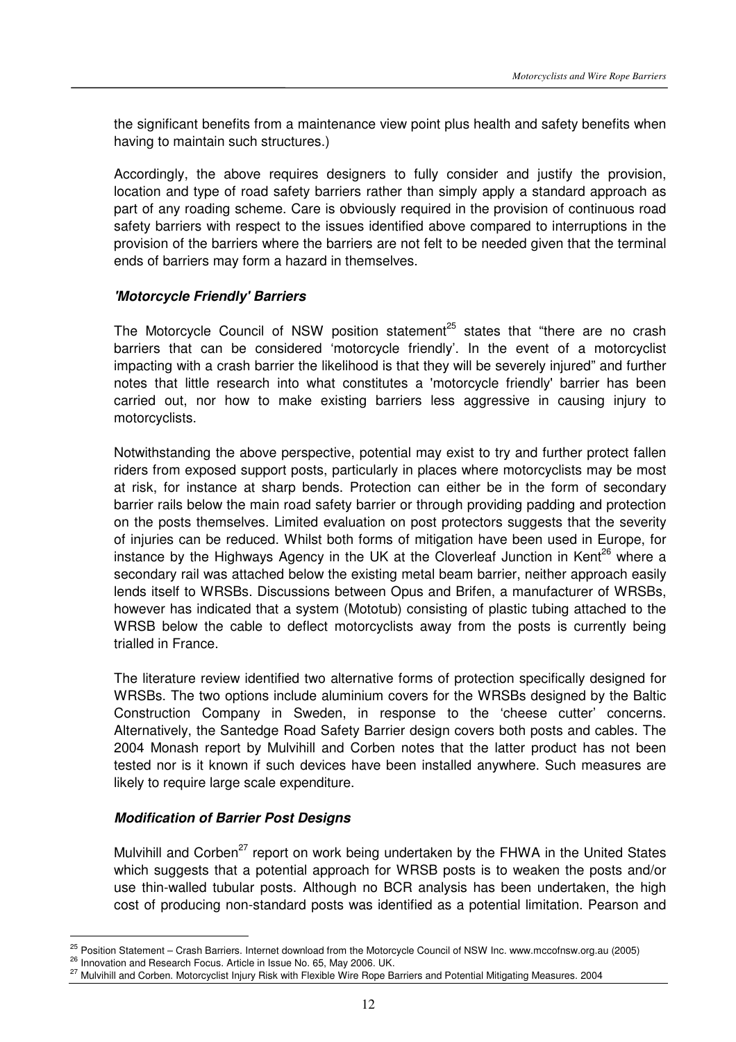the significant benefits from a maintenance view point plus health and safety benefits when having to maintain such structures.)

Accordingly, the above requires designers to fully consider and justify the provision, location and type of road safety barriers rather than simply apply a standard approach as part of any roading scheme. Care is obviously required in the provision of continuous road safety barriers with respect to the issues identified above compared to interruptions in the provision of the barriers where the barriers are not felt to be needed given that the terminal ends of barriers may form a hazard in themselves.

### *'Motorcycle Friendly' Barriers*

The Motorcycle Council of NSW position statement[25] states that "there are no crash barriers that can be considered 'motorcycle friendly'. In the event of a motorcyclist impacting with a crash barrier the likelihood is that they will be severely injured" and further notes that little research into what constitutes a 'motorcycle friendly' barrier has been carried out, nor how to make existing barriers less aggressive in causing injury to motorcyclists.

Notwithstanding the above perspective, potential may exist to try and further protect fallen riders from exposed support posts, particularly in places where motorcyclists may be most at risk, for instance at sharp bends. Protection can either be in the form of secondary barrier rails below the main road safety barrier or through providing padding and protection on the posts themselves. Limited evaluation on post protectors suggests that the severity of injuries can be reduced. Whilst both forms of mitigation have been used in Europe, for instance by the Highways Agency in the UK at the Cloverleaf Junction in Kent[26] where a secondary rail was attached below the existing metal beam barrier, neither approach easily lends itself to WRSBs. Discussions between Opus and Brifen, a manufacturer of WRSBs, however has indicated that a system (Mototub) consisting of plastic tubing attached to the WRSB below the cable to deflect motorcyclists away from the posts is currently being trialled in France.

The literature review identified two alternative forms of protection specifically designed for WRSBs. The two options include aluminium covers for the WRSBs designed by the Baltic Construction Company in Sweden, in response to the 'cheese cutter' concerns. Alternatively, the Santedge Road Safety Barrier design covers both posts and cables. The 2004 Monash report by Mulvihill and Corben notes that the latter product has not been tested nor is it known if such devices have been installed anywhere. Such measures are likely to require large scale expenditure.

### *Modification of Barrier Post Designs*

Mulvihill and Corben[27] report on work being undertaken by the FHWA in the United States which suggests that a potential approach for WRSB posts is to weaken the posts and/or use thin-walled tubular posts. Although no BCR analysis has been undertaken, the high cost of producing non-standard posts was identified as a potential limitation. Pearson and

---

[25] Position Statement – Crash Barriers. Internet download from the Motorcycle Council of NSW Inc. www.mccofnsw.org.au (2005)

[26] Innovation and Research Focus. Article in Issue No. 65, May 2006. UK.

[27] Mulvihill and Corben. Motorcyclist Injury Risk with Flexible Wire Rope Barriers and Potential Mitigating Measures. 2004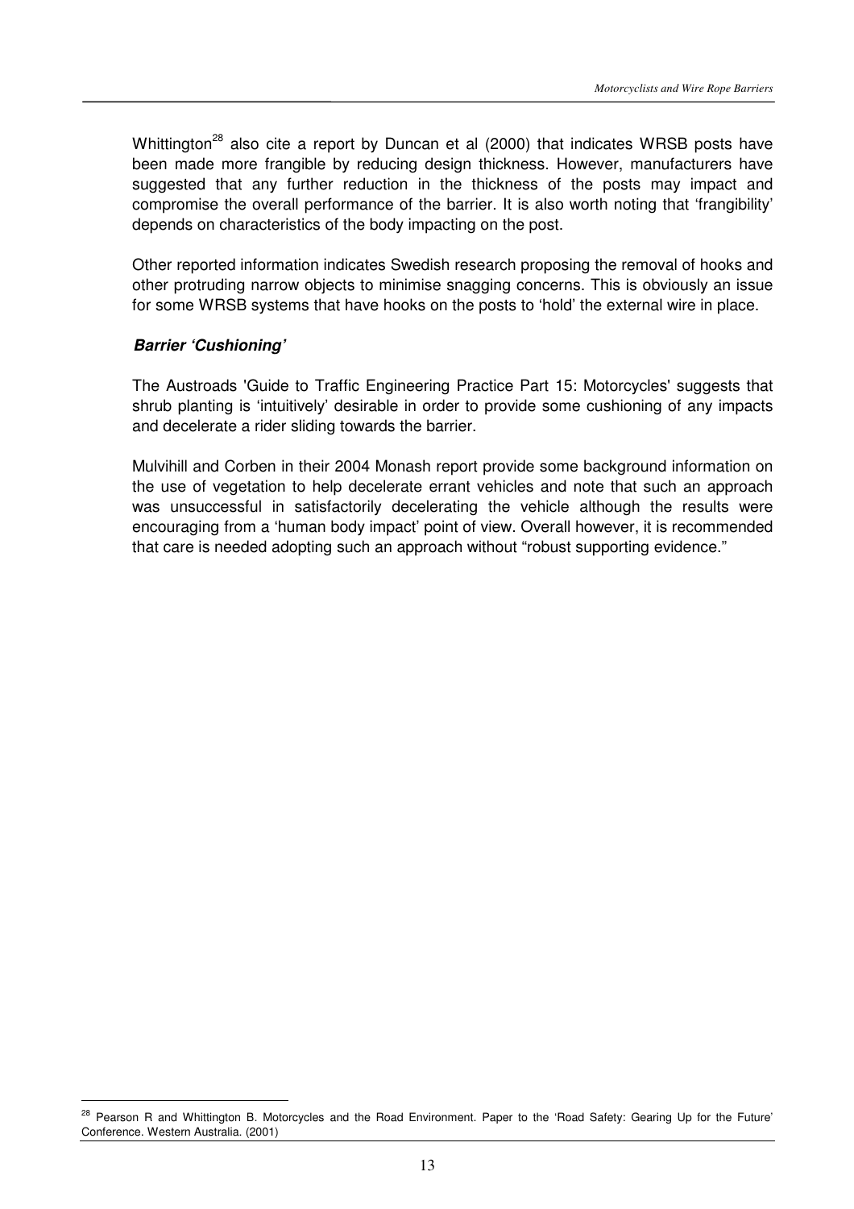Whittington[28] also cite a report by Duncan et al (2000) that indicates WRSB posts have been made more frangible by reducing design thickness. However, manufacturers have suggested that any further reduction in the thickness of the posts may impact and compromise the overall performance of the barrier. It is also worth noting that 'frangibility' depends on characteristics of the body impacting on the post.

Other reported information indicates Swedish research proposing the removal of hooks and other protruding narrow objects to minimise snagging concerns. This is obviously an issue for some WRSB systems that have hooks on the posts to 'hold' the external wire in place.

***Barrier 'Cushioning'***

The Austroads 'Guide to Traffic Engineering Practice Part 15: Motorcycles' suggests that shrub planting is 'intuitively' desirable in order to provide some cushioning of any impacts and decelerate a rider sliding towards the barrier.

Mulvihill and Corben in their 2004 Monash report provide some background information on the use of vegetation to help decelerate errant vehicles and note that such an approach was unsuccessful in satisfactorily decelerating the vehicle although the results were encouraging from a 'human body impact' point of view. Overall however, it is recommended that care is needed adopting such an approach without "robust supporting evidence."

---

[28] Pearson R and Whittington B. Motorcycles and the Road Environment. Paper to the 'Road Safety: Gearing Up for the Future' Conference. Western Australia. (2001)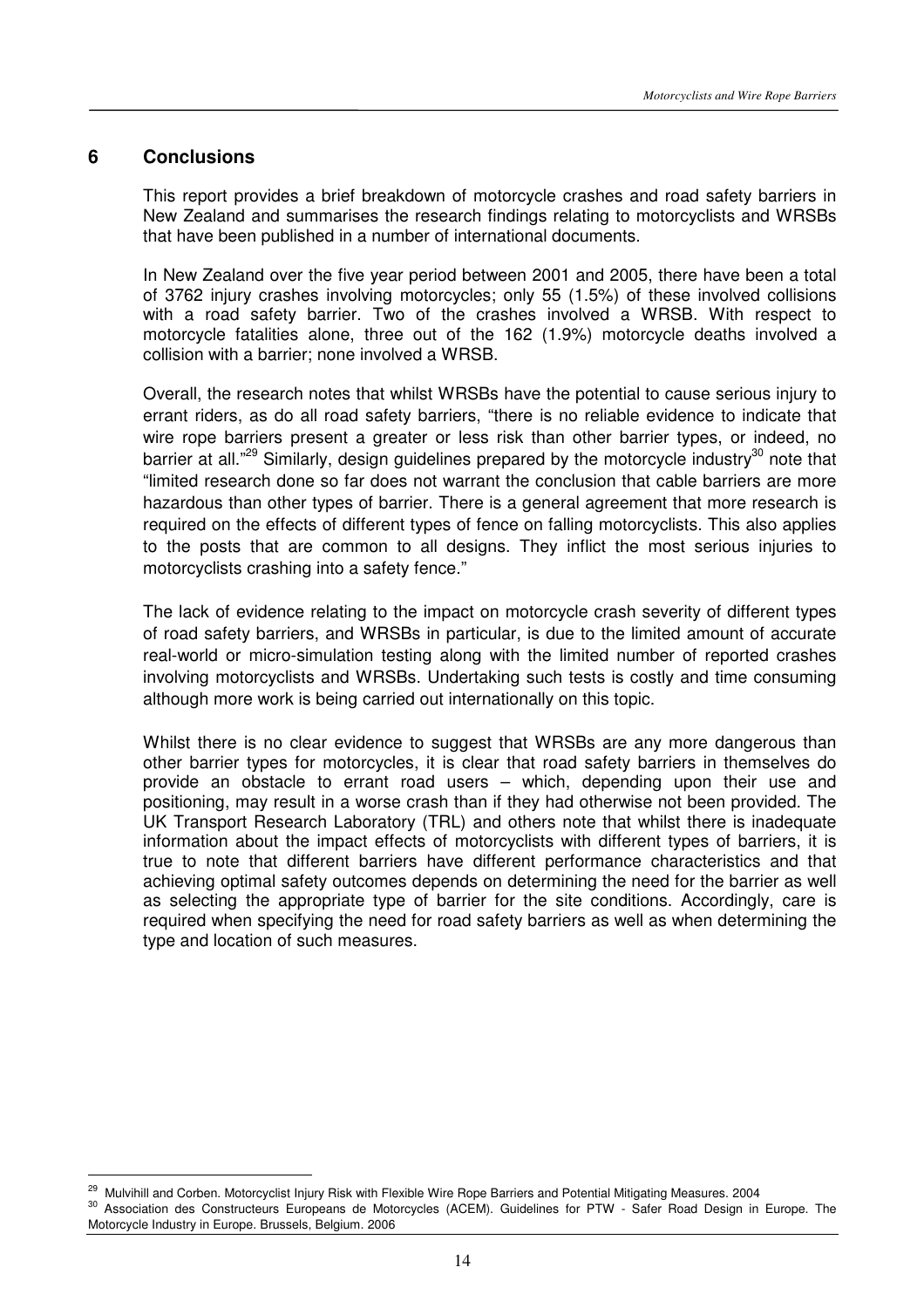## 6 Conclusions

This report provides a brief breakdown of motorcycle crashes and road safety barriers in New Zealand and summarises the research findings relating to motorcyclists and WRSBs that have been published in a number of international documents.

In New Zealand over the five year period between 2001 and 2005, there have been a total of 3762 injury crashes involving motorcycles; only 55 (1.5%) of these involved collisions with a road safety barrier. Two of the crashes involved a WRSB. With respect to motorcycle fatalities alone, three out of the 162 (1.9%) motorcycle deaths involved a collision with a barrier; none involved a WRSB.

Overall, the research notes that whilst WRSBs have the potential to cause serious injury to errant riders, as do all road safety barriers, "there is no reliable evidence to indicate that wire rope barriers present a greater or less risk than other barrier types, or indeed, no barrier at all."[29] Similarly, design guidelines prepared by the motorcycle industry[30] note that "limited research done so far does not warrant the conclusion that cable barriers are more hazardous than other types of barrier. There is a general agreement that more research is required on the effects of different types of fence on falling motorcyclists. This also applies to the posts that are common to all designs. They inflict the most serious injuries to motorcyclists crashing into a safety fence."

The lack of evidence relating to the impact on motorcycle crash severity of different types of road safety barriers, and WRSBs in particular, is due to the limited amount of accurate real-world or micro-simulation testing along with the limited number of reported crashes involving motorcyclists and WRSBs. Undertaking such tests is costly and time consuming although more work is being carried out internationally on this topic.

Whilst there is no clear evidence to suggest that WRSBs are any more dangerous than other barrier types for motorcycles, it is clear that road safety barriers in themselves do provide an obstacle to errant road users – which, depending upon their use and positioning, may result in a worse crash than if they had otherwise not been provided. The UK Transport Research Laboratory (TRL) and others note that whilst there is inadequate information about the impact effects of motorcyclists with different types of barriers, it is true to note that different barriers have different performance characteristics and that achieving optimal safety outcomes depends on determining the need for the barrier as well as selecting the appropriate type of barrier for the site conditions. Accordingly, care is required when specifying the need for road safety barriers as well as when determining the type and location of such measures.

---

[29] Mulvihill and Corben. Motorcyclist Injury Risk with Flexible Wire Rope Barriers and Potential Mitigating Measures. 2004

[30] Association des Constructeurs Europeans de Motorcycles (ACEM). Guidelines for PTW - Safer Road Design in Europe. The Motorcycle Industry in Europe. Brussels, Belgium. 2006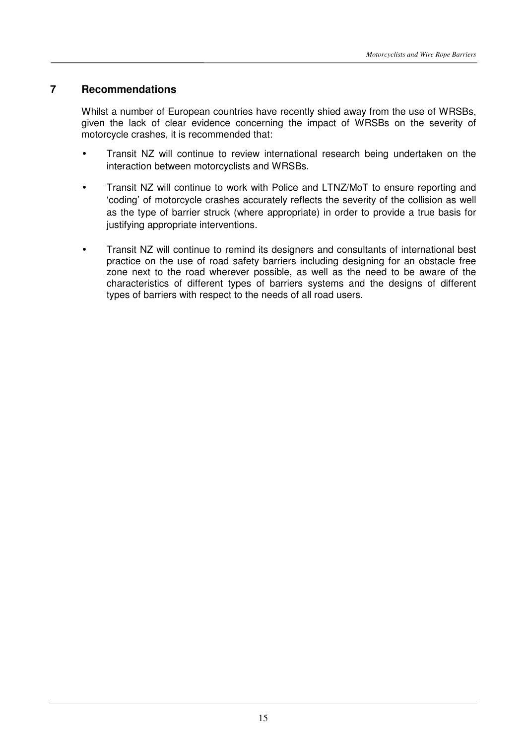## 7 Recommendations

Whilst a number of European countries have recently shied away from the use of WRSBs, given the lack of clear evidence concerning the impact of WRSBs on the severity of motorcycle crashes, it is recommended that:

- Transit NZ will continue to review international research being undertaken on the interaction between motorcyclists and WRSBs.
- Transit NZ will continue to work with Police and LTNZ/MoT to ensure reporting and 'coding' of motorcycle crashes accurately reflects the severity of the collision as well as the type of barrier struck (where appropriate) in order to provide a true basis for justifying appropriate interventions.
- Transit NZ will continue to remind its designers and consultants of international best practice on the use of road safety barriers including designing for an obstacle free zone next to the road wherever possible, as well as the need to be aware of the characteristics of different types of barriers systems and the designs of different types of barriers with respect to the needs of all road users.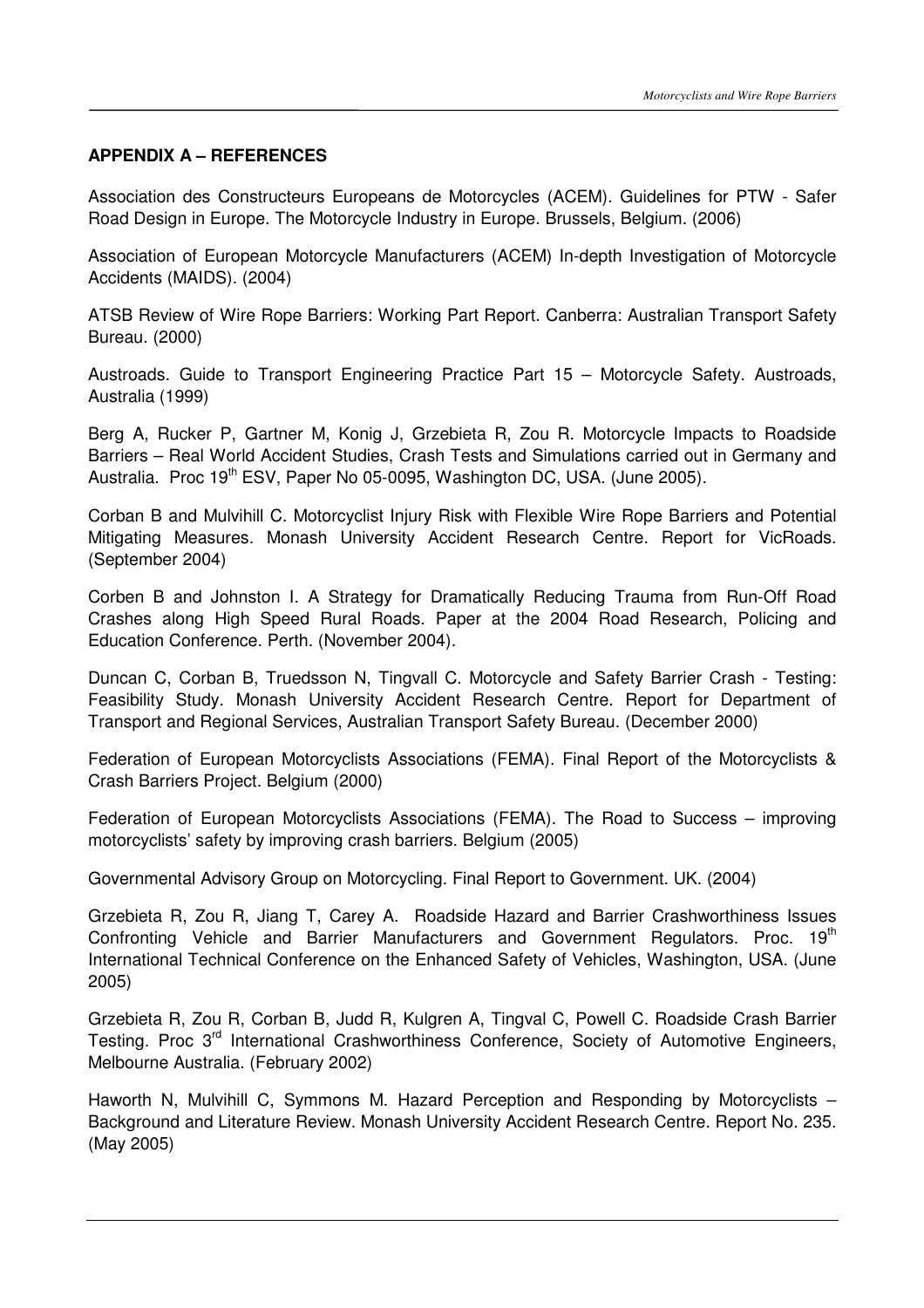**APPENDIX A – REFERENCES**

Association des Constructeurs Europeans de Motorcycles (ACEM). Guidelines for PTW - Safer Road Design in Europe. The Motorcycle Industry in Europe. Brussels, Belgium. (2006)

Association of European Motorcycle Manufacturers (ACEM) In-depth Investigation of Motorcycle Accidents (MAIDS). (2004)

ATSB Review of Wire Rope Barriers: Working Part Report. Canberra: Australian Transport Safety Bureau. (2000)

Austroads. Guide to Transport Engineering Practice Part 15 – Motorcycle Safety. Austroads, Australia (1999)

Berg A, Rucker P, Gartner M, Konig J, Grzebieta R, Zou R. Motorcycle Impacts to Roadside Barriers – Real World Accident Studies, Crash Tests and Simulations carried out in Germany and Australia. Proc 19th ESV, Paper No 05-0095, Washington DC, USA. (June 2005).

Corban B and Mulvihill C. Motorcyclist Injury Risk with Flexible Wire Rope Barriers and Potential Mitigating Measures. Monash University Accident Research Centre. Report for VicRoads. (September 2004)

Corben B and Johnston I. A Strategy for Dramatically Reducing Trauma from Run-Off Road Crashes along High Speed Rural Roads. Paper at the 2004 Road Research, Policing and Education Conference. Perth. (November 2004).

Duncan C, Corban B, Truedsson N, Tingvall C. Motorcycle and Safety Barrier Crash - Testing: Feasibility Study. Monash University Accident Research Centre. Report for Department of Transport and Regional Services, Australian Transport Safety Bureau. (December 2000)

Federation of European Motorcyclists Associations (FEMA). Final Report of the Motorcyclists & Crash Barriers Project. Belgium (2000)

Federation of European Motorcyclists Associations (FEMA). The Road to Success – improving motorcyclists' safety by improving crash barriers. Belgium (2005)

Governmental Advisory Group on Motorcycling. Final Report to Government. UK. (2004)

Grzebieta R, Zou R, Jiang T, Carey A. Roadside Hazard and Barrier Crashworthiness Issues Confronting Vehicle and Barrier Manufacturers and Government Regulators. Proc. 19th International Technical Conference on the Enhanced Safety of Vehicles, Washington, USA. (June 2005)

Grzebieta R, Zou R, Corban B, Judd R, Kulgren A, Tingval C, Powell C. Roadside Crash Barrier Testing. Proc 3rd International Crashworthiness Conference, Society of Automotive Engineers, Melbourne Australia. (February 2002)

Haworth N, Mulvihill C, Symmons M. Hazard Perception and Responding by Motorcyclists – Background and Literature Review. Monash University Accident Research Centre. Report No. 235. (May 2005)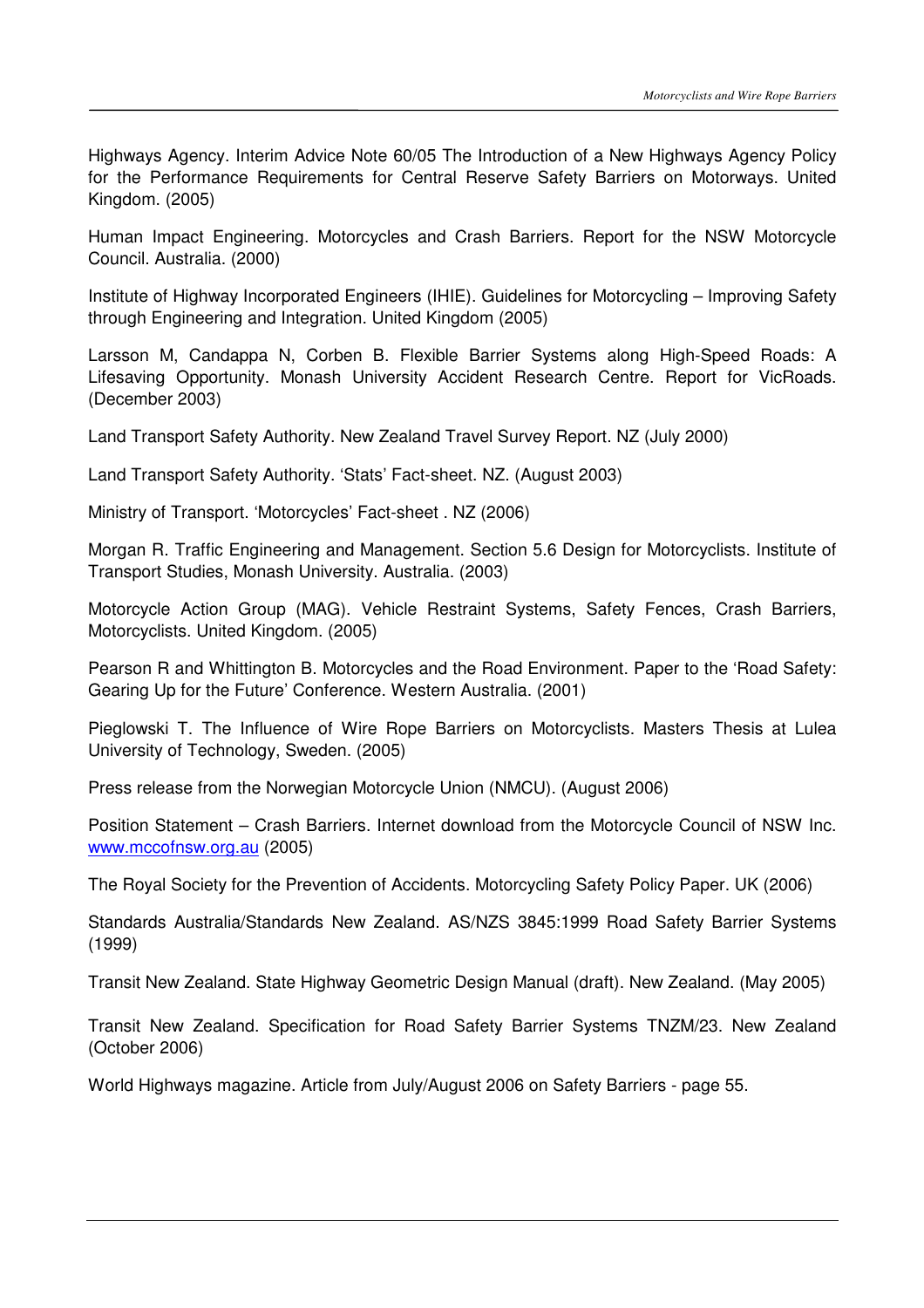Highways Agency. Interim Advice Note 60/05 The Introduction of a New Highways Agency Policy for the Performance Requirements for Central Reserve Safety Barriers on Motorways. United Kingdom. (2005)

Human Impact Engineering. Motorcycles and Crash Barriers. Report for the NSW Motorcycle Council. Australia. (2000)

Institute of Highway Incorporated Engineers (IHIE). Guidelines for Motorcycling – Improving Safety through Engineering and Integration. United Kingdom (2005)

Larsson M, Candappa N, Corben B. Flexible Barrier Systems along High-Speed Roads: A Lifesaving Opportunity. Monash University Accident Research Centre. Report for VicRoads. (December 2003)

Land Transport Safety Authority. New Zealand Travel Survey Report. NZ (July 2000)

Land Transport Safety Authority. 'Stats' Fact-sheet. NZ. (August 2003)

Ministry of Transport. 'Motorcycles' Fact-sheet . NZ (2006)

Morgan R. Traffic Engineering and Management. Section 5.6 Design for Motorcyclists. Institute of Transport Studies, Monash University. Australia. (2003)

Motorcycle Action Group (MAG). Vehicle Restraint Systems, Safety Fences, Crash Barriers, Motorcyclists. United Kingdom. (2005)

Pearson R and Whittington B. Motorcycles and the Road Environment. Paper to the 'Road Safety: Gearing Up for the Future' Conference. Western Australia. (2001)

Pieglowski T. The Influence of Wire Rope Barriers on Motorcyclists. Masters Thesis at Lulea University of Technology, Sweden. (2005)

Press release from the Norwegian Motorcycle Union (NMCU). (August 2006)

Position Statement – Crash Barriers. Internet download from the Motorcycle Council of NSW Inc. www.mccofnsw.org.au (2005)

The Royal Society for the Prevention of Accidents. Motorcycling Safety Policy Paper. UK (2006)

Standards Australia/Standards New Zealand. AS/NZS 3845:1999 Road Safety Barrier Systems (1999)

Transit New Zealand. State Highway Geometric Design Manual (draft). New Zealand. (May 2005)

Transit New Zealand. Specification for Road Safety Barrier Systems TNZM/23. New Zealand (October 2006)

World Highways magazine. Article from July/August 2006 on Safety Barriers - page 55.